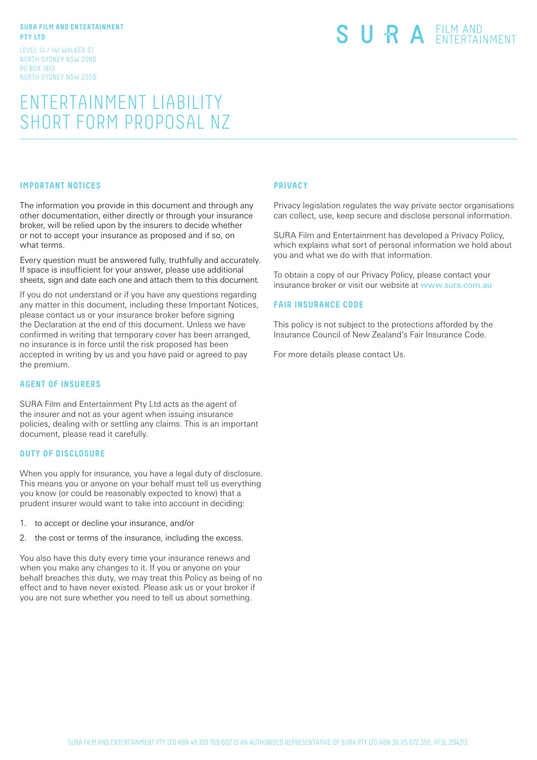**SURA FILM AND ENTERTAINMENT PTY LTD**

LEVEL 14 / 141 WALKER ST
NORTH SYDNEY NSW 2060
PO BOX 1813
NORTH SYDNEY NSW 2059

SURA FILM AND ENTERTAINMENT

# ENTERTAINMENT LIABILITY SHORT FORM PROPOSAL NZ

## IMPORTANT NOTICES

The information you provide in this document and through any other documentation, either directly or through your insurance broker, will be relied upon by the insurers to decide whether or not to accept your insurance as proposed and if so, on what terms.

Every question must be answered fully, truthfully and accurately. If space is insufficient for your answer, please use additional sheets, sign and date each one and attach them to this document.

If you do not understand or if you have any questions regarding any matter in this document, including these Important Notices, please contact us or your insurance broker before signing the Declaration at the end of this document. Unless we have confirmed in writing that temporary cover has been arranged, no insurance is in force until the risk proposed has been accepted in writing by us and you have paid or agreed to pay the premium.

## AGENT OF INSURERS

SURA Film and Entertainment Pty Ltd acts as the agent of the insurer and not as your agent when issuing insurance policies, dealing with or settling any claims. This is an important document, please read it carefully.

## DUTY OF DISCLOSURE

When you apply for insurance, you have a legal duty of disclosure. This means you or anyone on your behalf must tell us everything you know (or could be reasonably expected to know) that a prudent insurer would want to take into account in deciding:

1. to accept or decline your insurance, and/or
2. the cost or terms of the insurance, including the excess.

You also have this duty every time your insurance renews and when you make any changes to it. If you or anyone on your behalf breaches this duty, we may treat this Policy as being of no effect and to have never existed. Please ask us or your broker if you are not sure whether you need to tell us about something.

## PRIVACY

Privacy legislation regulates the way private sector organisations can collect, use, keep secure and disclose personal information.

SURA Film and Entertainment has developed a Privacy Policy, which explains what sort of personal information we hold about you and what we do with that information.

To obtain a copy of our Privacy Policy, please contact your insurance broker or visit our website at www.sura.com.au

## FAIR INSURANCE CODE

This policy is not subject to the protections afforded by the Insurance Council of New Zealand's Fair Insurance Code.

For more details please contact Us.

SURA FILM AND ENTERTAINMENT PTY LTD ABN 48 160 769 602 IS AN AUTHORISED REPRESENTATIVE OF SURA PTY LTD ABN 36 115 672 350, AFSL 294313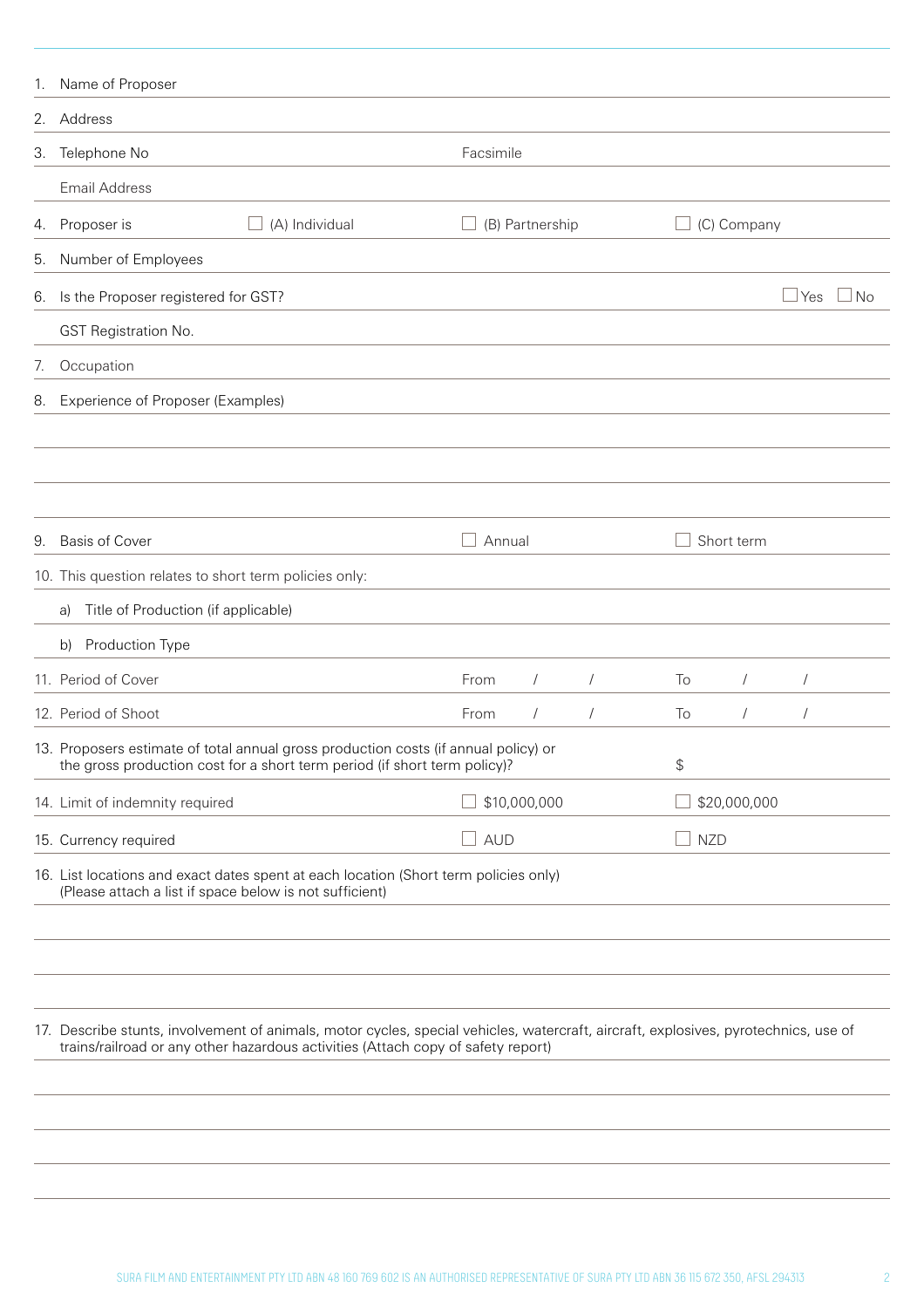1. Name of Proposer

2. Address

3. Telephone No &nbsp;&nbsp;&nbsp;&nbsp; Facsimile

   Email Address

4. Proposer is &nbsp;&nbsp; ☐ (A) Individual &nbsp;&nbsp; ☐ (B) Partnership &nbsp;&nbsp; ☐ (C) Company

5. Number of Employees

6. Is the Proposer registered for GST? &nbsp;&nbsp; ☐ Yes &nbsp; ☐ No

   GST Registration No.

7. Occupation

8. Experience of Proposer (Examples)

9. Basis of Cover &nbsp;&nbsp; ☐ Annual &nbsp;&nbsp; ☐ Short term

10. This question relates to short term policies only:

    a) Title of Production (if applicable)

    b) Production Type

11. Period of Cover &nbsp;&nbsp; From &nbsp; / &nbsp; / &nbsp;&nbsp; To &nbsp; / &nbsp; /

12. Period of Shoot &nbsp;&nbsp; From &nbsp; / &nbsp; / &nbsp;&nbsp; To &nbsp; / &nbsp; /

13. Proposers estimate of total annual gross production costs (if annual policy) or the gross production cost for a short term period (if short term policy)? &nbsp;&nbsp; $

14. Limit of indemnity required &nbsp;&nbsp; ☐ $10,000,000 &nbsp;&nbsp; ☐ $20,000,000

15. Currency required &nbsp;&nbsp; ☐ AUD &nbsp;&nbsp; ☐ NZD

16. List locations and exact dates spent at each location (Short term policies only)
    (Please attach a list if space below is not sufficient)

17. Describe stunts, involvement of animals, motor cycles, special vehicles, watercraft, aircraft, explosives, pyrotechnics, use of trains/railroad or any other hazardous activities (Attach copy of safety report)

SURA FILM AND ENTERTAINMENT PTY LTD ABN 48 160 769 602 IS AN AUTHORISED REPRESENTATIVE OF SURA PTY LTD ABN 36 115 672 350, AFSL 294313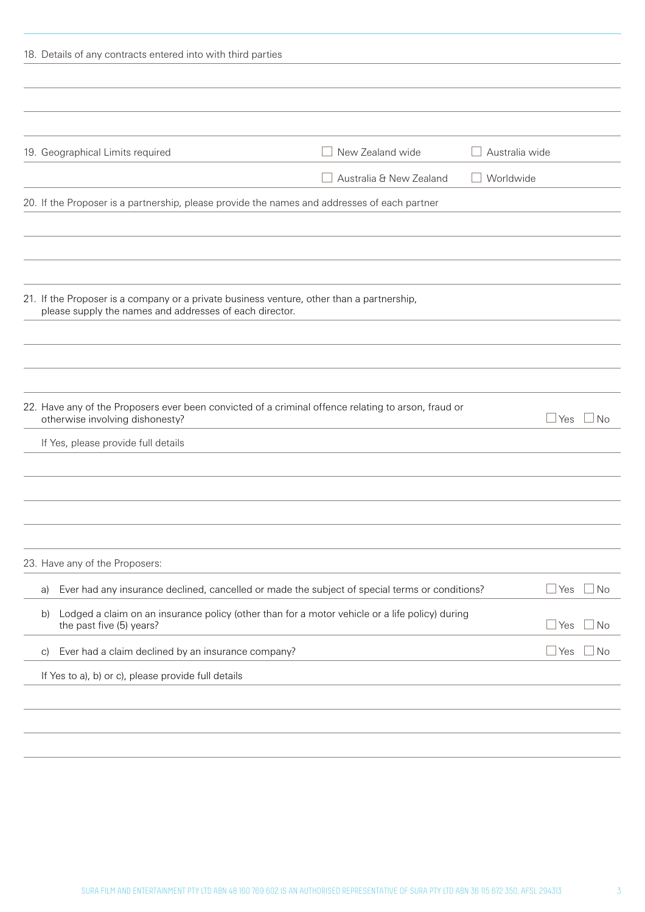18. Details of any contracts entered into with third parties

19. Geographical Limits required

☐ New Zealand wide ☐ Australia wide

☐ Australia & New Zealand ☐ Worldwide

20. If the Proposer is a partnership, please provide the names and addresses of each partner

21. If the Proposer is a company or a private business venture, other than a partnership, please supply the names and addresses of each director.

22. Have any of the Proposers ever been convicted of a criminal offence relating to arson, fraud or otherwise involving dishonesty? ☐ Yes ☐ No

If Yes, please provide full details

23. Have any of the Proposers:

a) Ever had any insurance declined, cancelled or made the subject of special terms or conditions? ☐ Yes ☐ No

b) Lodged a claim on an insurance policy (other than for a motor vehicle or a life policy) during the past five (5) years? ☐ Yes ☐ No

c) Ever had a claim declined by an insurance company? ☐ Yes ☐ No

If Yes to a), b) or c), please provide full details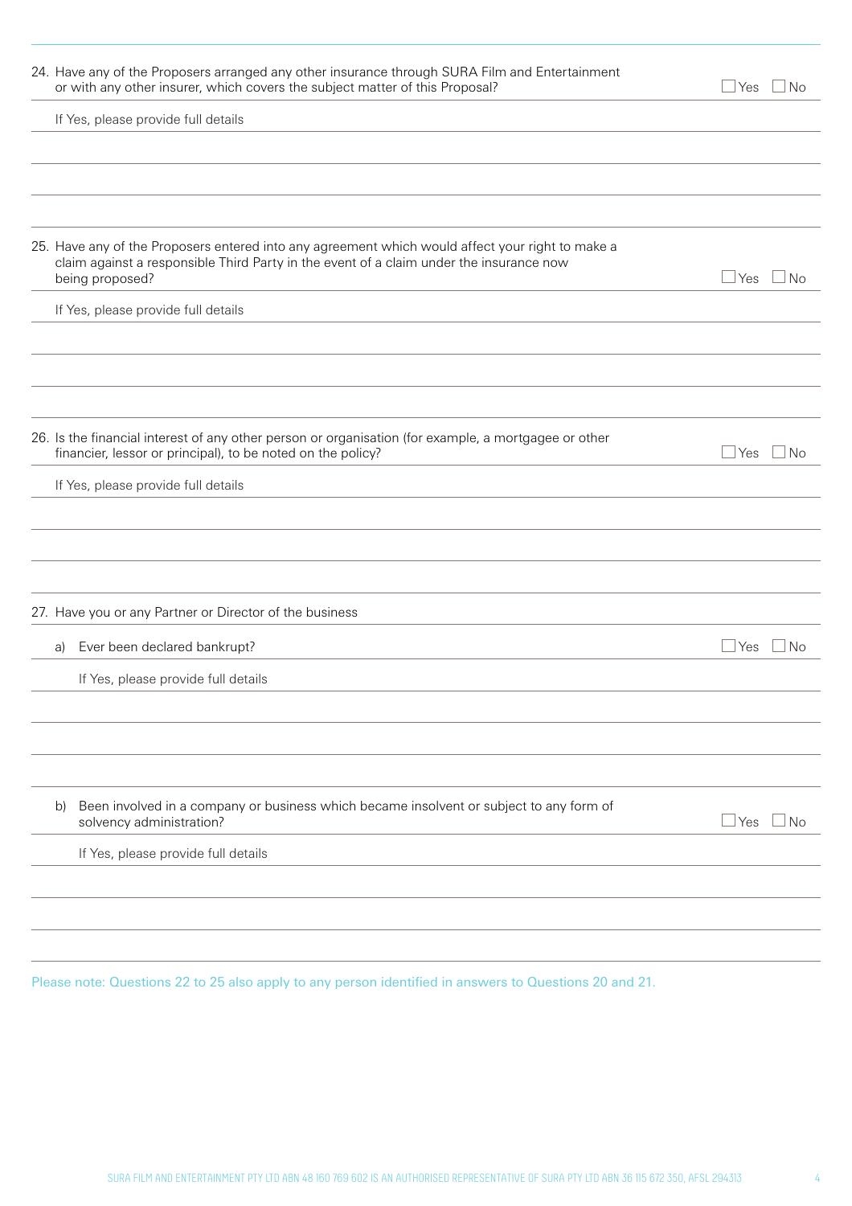24. Have any of the Proposers arranged any other insurance through SURA Film and Entertainment or with any other insurer, which covers the subject matter of this Proposal? ☐ Yes ☐ No

    If Yes, please provide full details

25. Have any of the Proposers entered into any agreement which would affect your right to make a claim against a responsible Third Party in the event of a claim under the insurance now being proposed? ☐ Yes ☐ No

    If Yes, please provide full details

26. Is the financial interest of any other person or organisation (for example, a mortgagee or other financier, lessor or principal), to be noted on the policy? ☐ Yes ☐ No

    If Yes, please provide full details

27. Have you or any Partner or Director of the business

    a) Ever been declared bankrupt? ☐ Yes ☐ No

       If Yes, please provide full details

    b) Been involved in a company or business which became insolvent or subject to any form of solvency administration? ☐ Yes ☐ No

       If Yes, please provide full details

Please note: Questions 22 to 25 also apply to any person identified in answers to Questions 20 and 21.

SURA FILM AND ENTERTAINMENT PTY LTD ABN 48 160 769 602 IS AN AUTHORISED REPRESENTATIVE OF SURA PTY LTD ABN 36 115 672 350, AFSL 294313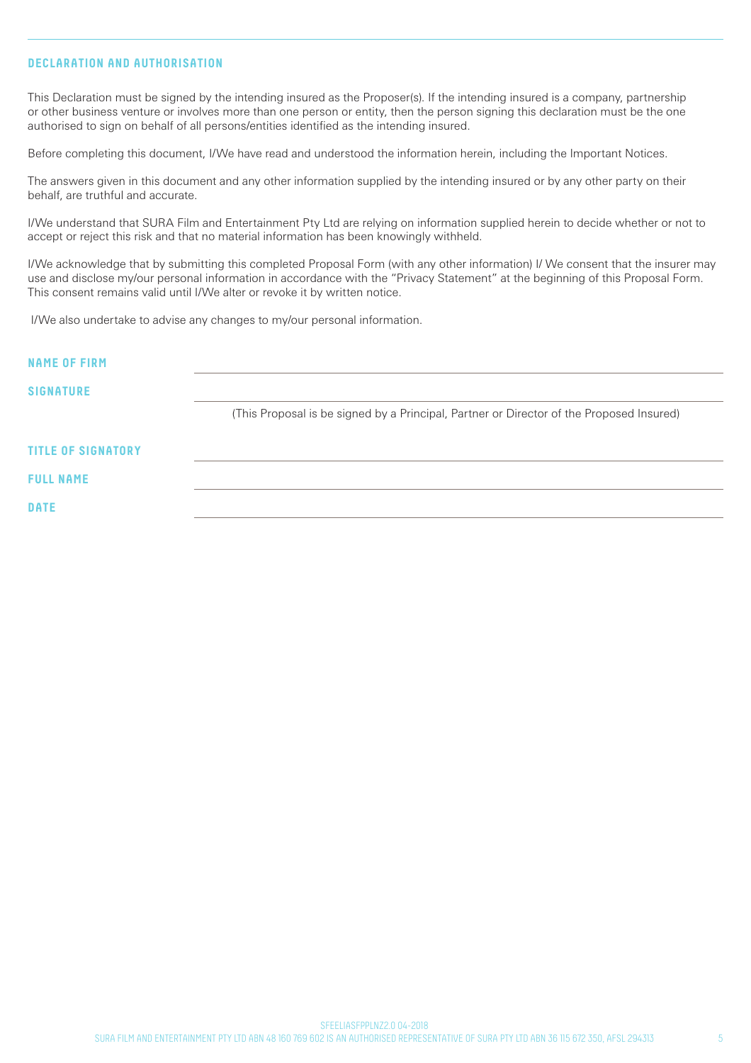## DECLARATION AND AUTHORISATION

This Declaration must be signed by the intending insured as the Proposer(s). If the intending insured is a company, partnership or other business venture or involves more than one person or entity, then the person signing this declaration must be the one authorised to sign on behalf of all persons/entities identified as the intending insured.

Before completing this document, I/We have read and understood the information herein, including the Important Notices.

The answers given in this document and any other information supplied by the intending insured or by any other party on their behalf, are truthful and accurate.

I/We understand that SURA Film and Entertainment Pty Ltd are relying on information supplied herein to decide whether or not to accept or reject this risk and that no material information has been knowingly withheld.

I/We acknowledge that by submitting this completed Proposal Form (with any other information) I/ We consent that the insurer may use and disclose my/our personal information in accordance with the "Privacy Statement" at the beginning of this Proposal Form. This consent remains valid until I/We alter or revoke it by written notice.

I/We also undertake to advise any changes to my/our personal information.

**NAME OF FIRM** \_\_\_\_\_\_\_\_\_\_\_\_\_\_\_\_\_\_\_\_\_\_\_\_\_\_\_\_\_\_\_\_\_\_\_\_\_\_\_\_

**SIGNATURE** \_\_\_\_\_\_\_\_\_\_\_\_\_\_\_\_\_\_\_\_\_\_\_\_\_\_\_\_\_\_\_\_\_\_\_\_\_\_\_\_

(This Proposal is be signed by a Principal, Partner or Director of the Proposed Insured)

**TITLE OF SIGNATORY** \_\_\_\_\_\_\_\_\_\_\_\_\_\_\_\_\_\_\_\_\_\_\_\_\_\_\_\_\_\_\_\_\_\_\_\_\_\_\_\_

**FULL NAME** \_\_\_\_\_\_\_\_\_\_\_\_\_\_\_\_\_\_\_\_\_\_\_\_\_\_\_\_\_\_\_\_\_\_\_\_\_\_\_\_

**DATE** \_\_\_\_\_\_\_\_\_\_\_\_\_\_\_\_\_\_\_\_\_\_\_\_\_\_\_\_\_\_\_\_\_\_\_\_\_\_\_\_